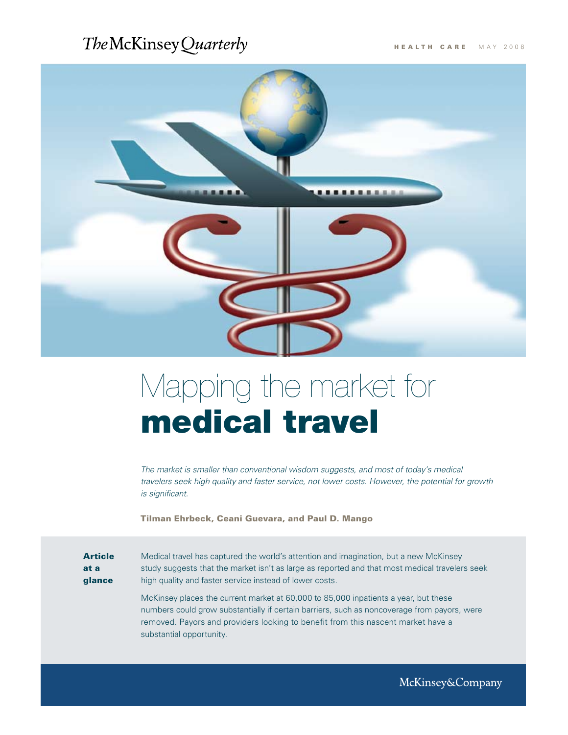The McKinsey Quarterly

HEALTH CARE MAY 2008

# Mapping the market for **medical travel**

*The market is smaller than conventional wisdom suggests, and most of today's medical travelers seek high quality and faster service, not lower costs. However, the potential for growth is significant.*

**Tilman Ehrbeck, Ceani Guevara, and Paul D. Mango**

**Article at a glance**

Medical travel has captured the world's attention and imagination, but a new McKinsey study suggests that the market isn't as large as reported and that most medical travelers seek high quality and faster service instead of lower costs.

McKinsey places the current market at 60,000 to 85,000 inpatients a year, but these numbers could grow substantially if certain barriers, such as noncoverage from payors, were removed. Payors and providers looking to benefit from this nascent market have a substantial opportunity.

McKinsey&Company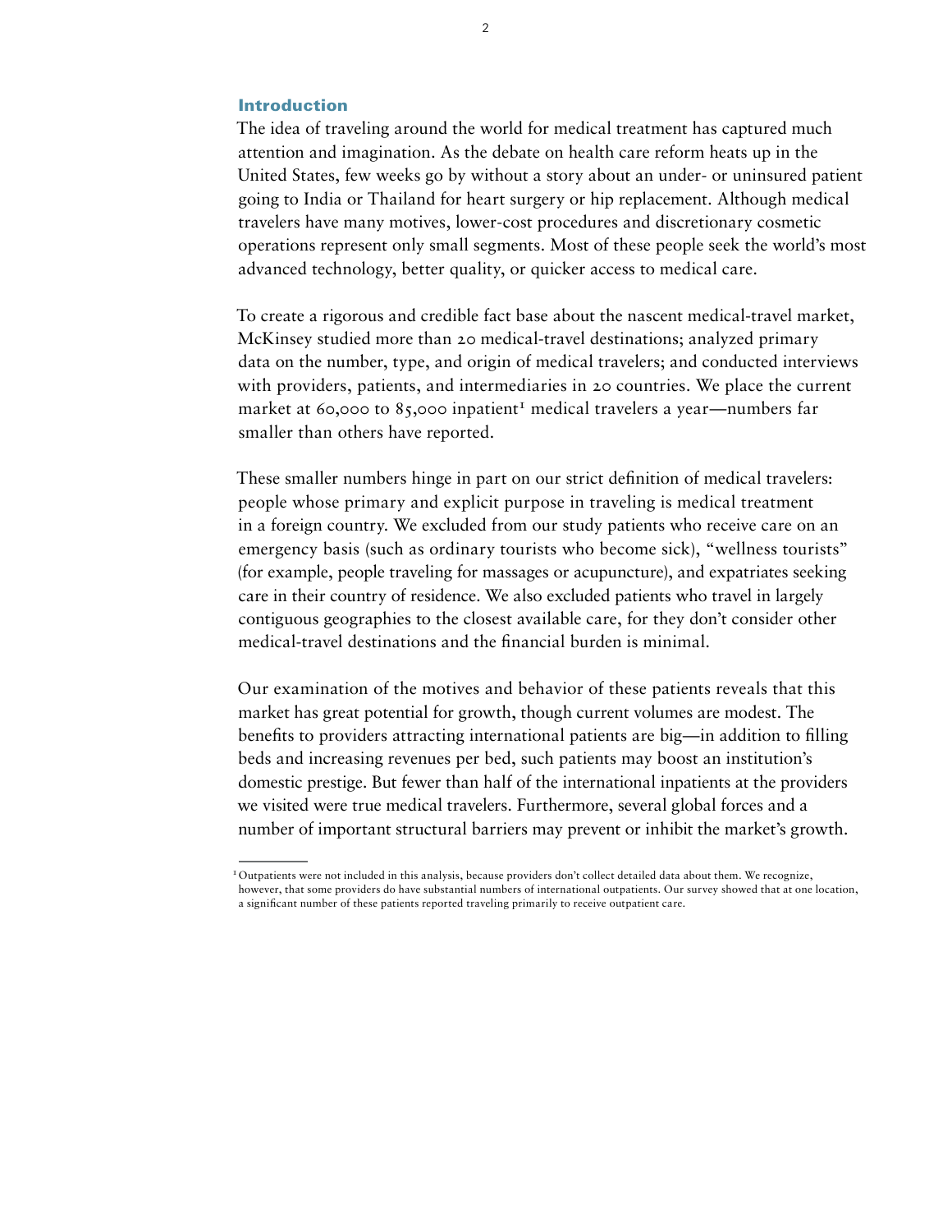## Introduction

The idea of traveling around the world for medical treatment has captured much attention and imagination. As the debate on health care reform heats up in the United States, few weeks go by without a story about an under- or uninsured patient going to India or Thailand for heart surgery or hip replacement. Although medical travelers have many motives, lower-cost procedures and discretionary cosmetic operations represent only small segments. Most of these people seek the world's most advanced technology, better quality, or quicker access to medical care.

To create a rigorous and credible fact base about the nascent medical-travel market, McKinsey studied more than 20 medical-travel destinations; analyzed primary data on the number, type, and origin of medical travelers; and conducted interviews with providers, patients, and intermediaries in 20 countries. We place the current market at 60,000 to 85,000 inpatient[1] medical travelers a year—numbers far smaller than others have reported.

These smaller numbers hinge in part on our strict definition of medical travelers: people whose primary and explicit purpose in traveling is medical treatment in a foreign country. We excluded from our study patients who receive care on an emergency basis (such as ordinary tourists who become sick), "wellness tourists" (for example, people traveling for massages or acupuncture), and expatriates seeking care in their country of residence. We also excluded patients who travel in largely contiguous geographies to the closest available care, for they don't consider other medical-travel destinations and the financial burden is minimal.

Our examination of the motives and behavior of these patients reveals that this market has great potential for growth, though current volumes are modest. The benefits to providers attracting international patients are big—in addition to filling beds and increasing revenues per bed, such patients may boost an institution's domestic prestige. But fewer than half of the international inpatients at the providers we visited were true medical travelers. Furthermore, several global forces and a number of important structural barriers may prevent or inhibit the market's growth.

---

[1] Outpatients were not included in this analysis, because providers don't collect detailed data about them. We recognize, however, that some providers do have substantial numbers of international outpatients. Our survey showed that at one location, a significant number of these patients reported traveling primarily to receive outpatient care.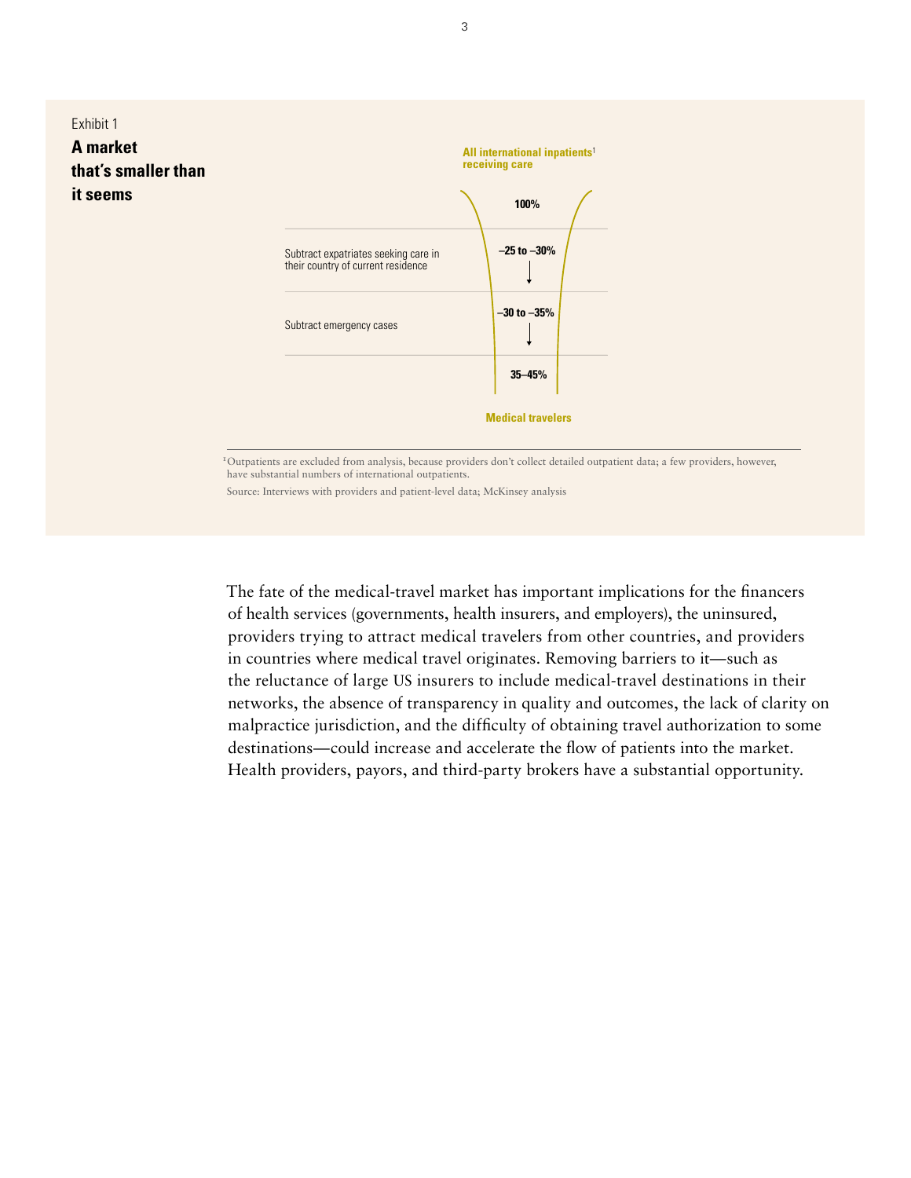Exhibit 1

**A market that's smaller than it seems**

**All international inpatients[1] receiving care**

| | |
|---|---|
| | 100% |
| Subtract expatriates seeking care in their country of current residence | –25 to –30% |
| Subtract emergency cases | –30 to –35% |
| | 35–45% |

**Medical travelers**

[1]Outpatients are excluded from analysis, because providers don't collect detailed outpatient data; a few providers, however, have substantial numbers of international outpatients.

Source: Interviews with providers and patient-level data; McKinsey analysis

The fate of the medical-travel market has important implications for the financers of health services (governments, health insurers, and employers), the uninsured, providers trying to attract medical travelers from other countries, and providers in countries where medical travel originates. Removing barriers to it—such as the reluctance of large US insurers to include medical-travel destinations in their networks, the absence of transparency in quality and outcomes, the lack of clarity on malpractice jurisdiction, and the difficulty of obtaining travel authorization to some destinations—could increase and accelerate the flow of patients into the market. Health providers, payors, and third-party brokers have a substantial opportunity.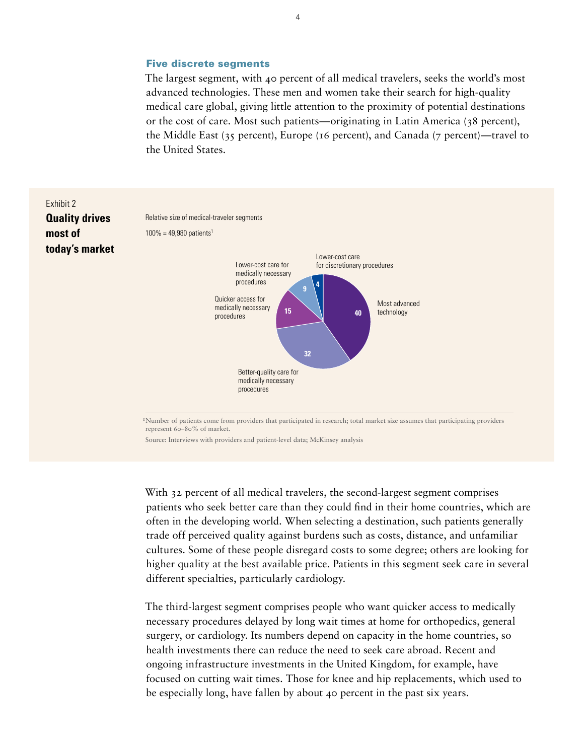### Five discrete segments

The largest segment, with 40 percent of all medical travelers, seeks the world's most advanced technologies. These men and women take their search for high-quality medical care global, giving little attention to the proximity of potential destinations or the cost of care. Most such patients—originating in Latin America (38 percent), the Middle East (35 percent), Europe (16 percent), and Canada (7 percent)—travel to the United States.

Exhibit 2

**Quality drives most of today's market**

Relative size of medical-traveler segments

100% = 49,980 patients[1]

| Segment | % |
| --- | --- |
| Most advanced technology | 40 |
| Better-quality care for medically necessary procedures | 32 |
| Quicker access for medically necessary procedures | 15 |
| Lower-cost care for medically necessary procedures | 9 |
| Lower-cost care for discretionary procedures | 4 |

[1]Number of patients come from providers that participated in research; total market size assumes that participating providers represent 60–80% of market.

Source: Interviews with providers and patient-level data; McKinsey analysis

With 32 percent of all medical travelers, the second-largest segment comprises patients who seek better care than they could find in their home countries, which are often in the developing world. When selecting a destination, such patients generally trade off perceived quality against burdens such as costs, distance, and unfamiliar cultures. Some of these people disregard costs to some degree; others are looking for higher quality at the best available price. Patients in this segment seek care in several different specialties, particularly cardiology.

The third-largest segment comprises people who want quicker access to medically necessary procedures delayed by long wait times at home for orthopedics, general surgery, or cardiology. Its numbers depend on capacity in the home countries, so health investments there can reduce the need to seek care abroad. Recent and ongoing infrastructure investments in the United Kingdom, for example, have focused on cutting wait times. Those for knee and hip replacements, which used to be especially long, have fallen by about 40 percent in the past six years.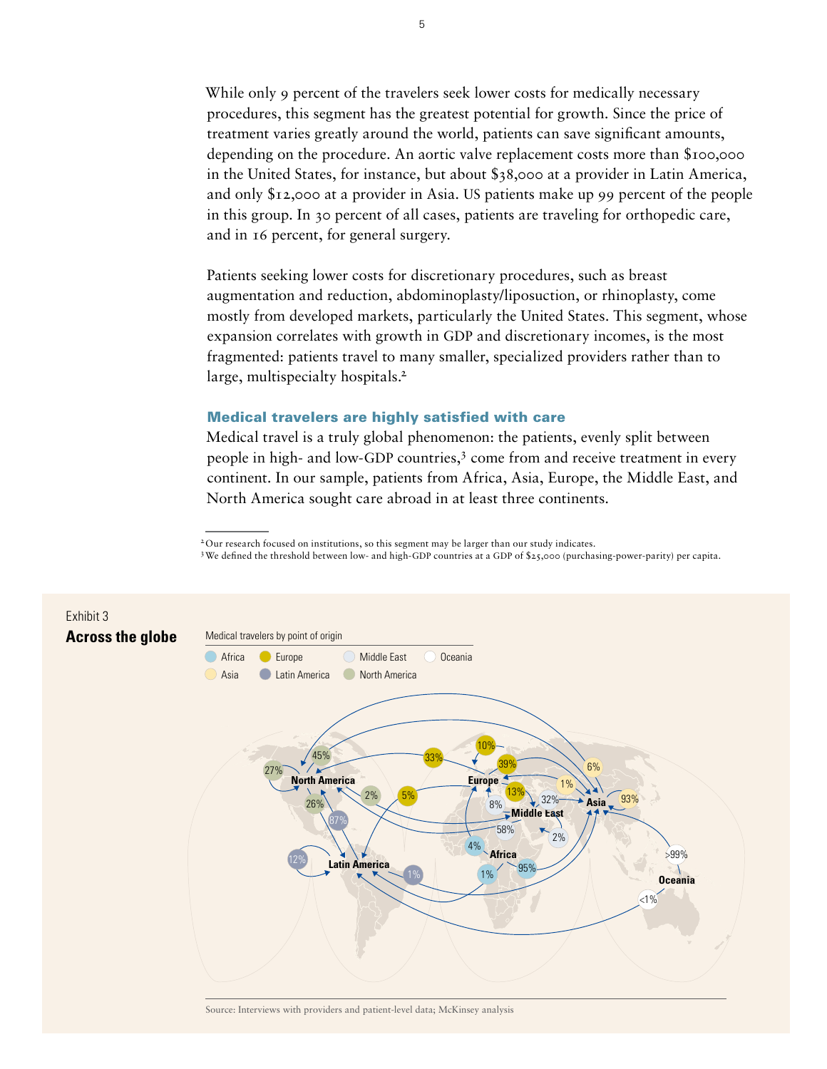While only 9 percent of the travelers seek lower costs for medically necessary procedures, this segment has the greatest potential for growth. Since the price of treatment varies greatly around the world, patients can save significant amounts, depending on the procedure. An aortic valve replacement costs more than $100,000 in the United States, for instance, but about $38,000 at a provider in Latin America, and only $12,000 at a provider in Asia. US patients make up 99 percent of the people in this group. In 30 percent of all cases, patients are traveling for orthopedic care, and in 16 percent, for general surgery.

Patients seeking lower costs for discretionary procedures, such as breast augmentation and reduction, abdominoplasty/liposuction, or rhinoplasty, come mostly from developed markets, particularly the United States. This segment, whose expansion correlates with growth in GDP and discretionary incomes, is the most fragmented: patients travel to many smaller, specialized providers rather than to large, multispecialty hospitals.[2]

### Medical travelers are highly satisfied with care

Medical travel is a truly global phenomenon: the patients, evenly split between people in high- and low-GDP countries,[3] come from and receive treatment in every continent. In our sample, patients from Africa, Asia, Europe, the Middle East, and North America sought care abroad in at least three continents.

[2] Our research focused on institutions, so this segment may be larger than our study indicates.

[3] We defined the threshold between low- and high-GDP countries at a GDP of $25,000 (purchasing-power-parity) per capita.

Exhibit 3

**Across the globe**

Medical travelers by point of origin

Africa · Europe · Middle East · Oceania · Asia · Latin America · North America

North America: 27%, 45%, 26%, 2%
Europe: 33%, 5%, 10%, 39%, 13%
Middle East: 8%, 32%, 58%, 2%
Asia: 6%, 1%, 93%
Africa: 4%, 1%, 95%
Latin America: 12%, 87%, 1%
Oceania: >99%, <1%

Source: Interviews with providers and patient-level data; McKinsey analysis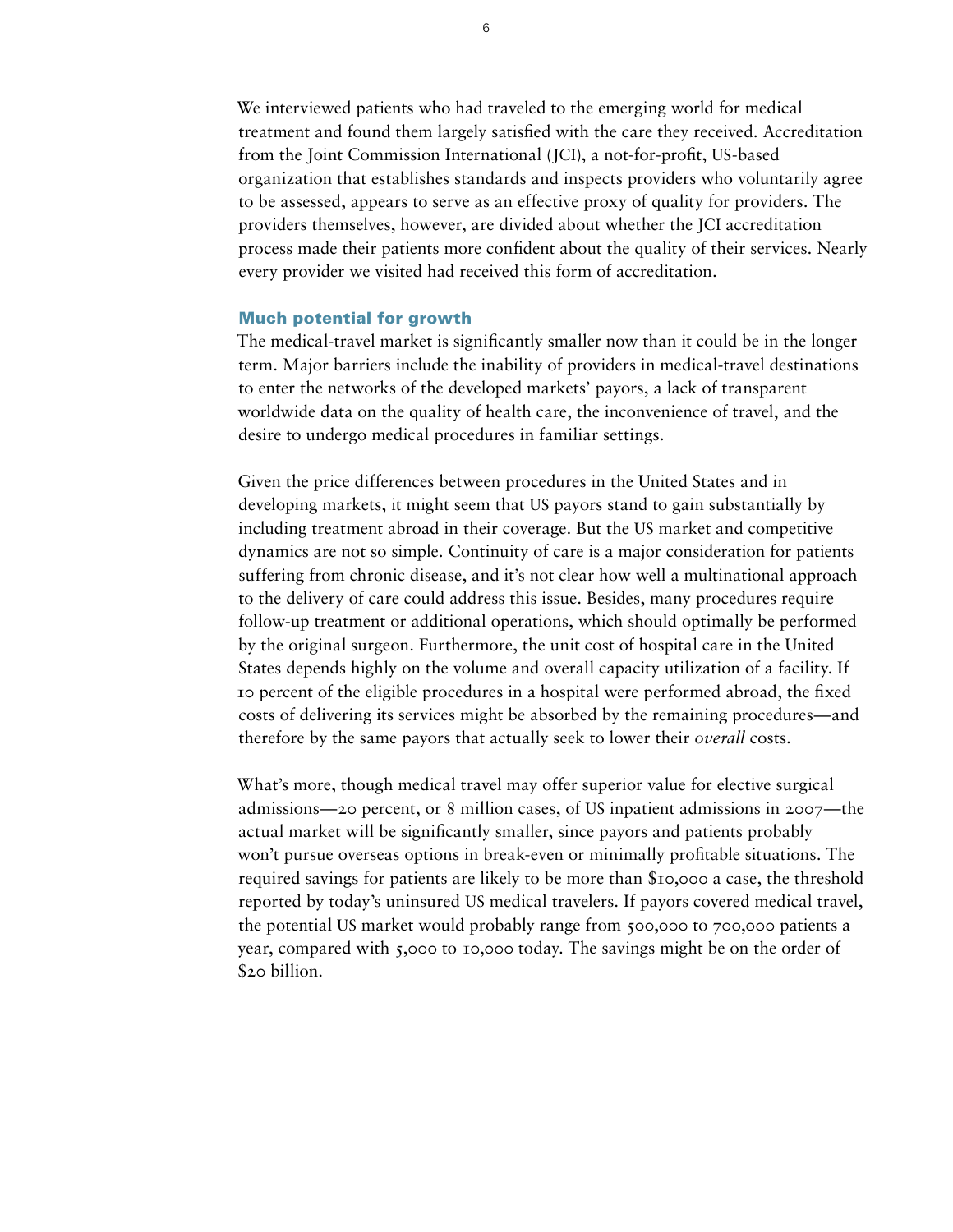We interviewed patients who had traveled to the emerging world for medical treatment and found them largely satisfied with the care they received. Accreditation from the Joint Commission International (JCI), a not-for-profit, US-based organization that establishes standards and inspects providers who voluntarily agree to be assessed, appears to serve as an effective proxy of quality for providers. The providers themselves, however, are divided about whether the JCI accreditation process made their patients more confident about the quality of their services. Nearly every provider we visited had received this form of accreditation.

### Much potential for growth

The medical-travel market is significantly smaller now than it could be in the longer term. Major barriers include the inability of providers in medical-travel destinations to enter the networks of the developed markets' payors, a lack of transparent worldwide data on the quality of health care, the inconvenience of travel, and the desire to undergo medical procedures in familiar settings.

Given the price differences between procedures in the United States and in developing markets, it might seem that US payors stand to gain substantially by including treatment abroad in their coverage. But the US market and competitive dynamics are not so simple. Continuity of care is a major consideration for patients suffering from chronic disease, and it's not clear how well a multinational approach to the delivery of care could address this issue. Besides, many procedures require follow-up treatment or additional operations, which should optimally be performed by the original surgeon. Furthermore, the unit cost of hospital care in the United States depends highly on the volume and overall capacity utilization of a facility. If 10 percent of the eligible procedures in a hospital were performed abroad, the fixed costs of delivering its services might be absorbed by the remaining procedures—and therefore by the same payors that actually seek to lower their *overall* costs.

What's more, though medical travel may offer superior value for elective surgical admissions—20 percent, or 8 million cases, of US inpatient admissions in 2007—the actual market will be significantly smaller, since payors and patients probably won't pursue overseas options in break-even or minimally profitable situations. The required savings for patients are likely to be more than $10,000 a case, the threshold reported by today's uninsured US medical travelers. If payors covered medical travel, the potential US market would probably range from 500,000 to 700,000 patients a year, compared with 5,000 to 10,000 today. The savings might be on the order of $20 billion.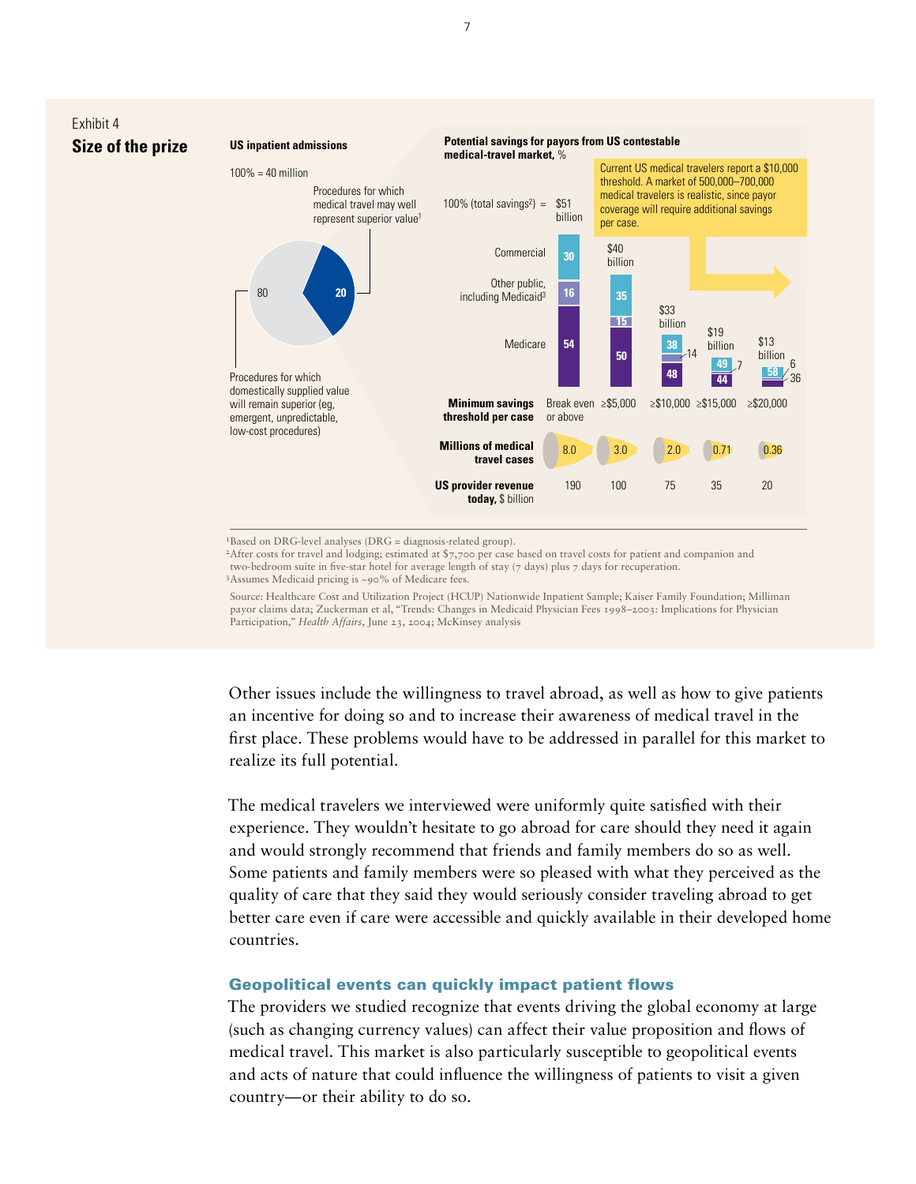Exhibit 4

**Size of the prize**

**US inpatient admissions**

100% = 40 million

- 20: Procedures for which medical travel may well represent superior value[1]
- 80: Procedures for which domestically supplied value will remain superior (eg, emergent, unpredictable, low-cost procedures)

**Potential savings for payors from US contestable medical-travel market,** %

Current US medical travelers report a $10,000 threshold. A market of 500,000–700,000 medical travelers is realistic, since payor coverage will require additional savings per case.

| | | | | | |
|---|---|---|---|---|---|
| 100% (total savings[2]) = | $51 billion | $40 billion | $33 billion | $19 billion | $13 billion |
| Commercial | 30 | 35 | 38 | 49 | 58 |
| Other public, including Medicaid[3] | 16 | 15 | 14 | 7 | 6 |
| Medicare | 54 | 50 | 48 | 44 | 36 |
| **Minimum savings threshold per case** | Break even or above | ≥$5,000 | ≥$10,000 | ≥$15,000 | ≥$20,000 |
| **Millions of medical travel cases** | 8.0 | 3.0 | 2.0 | 0.71 | 0.36 |
| **US provider revenue today,** $ billion | 190 | 100 | 75 | 35 | 20 |

[1]Based on DRG-level analyses (DRG = diagnosis-related group).
[2]After costs for travel and lodging; estimated at $7,700 per case based on travel costs for patient and companion and two-bedroom suite in five-star hotel for average length of stay (7 days) plus 7 days for recuperation.
[3]Assumes Medicaid pricing is ~90% of Medicare fees.

Source: Healthcare Cost and Utilization Project (HCUP) Nationwide Inpatient Sample; Kaiser Family Foundation; Milliman payor claims data; Zuckerman et al, "Trends: Changes in Medicaid Physician Fees 1998–2003: Implications for Physician Participation," *Health Affairs*, June 23, 2004; McKinsey analysis

Other issues include the willingness to travel abroad, as well as how to give patients an incentive for doing so and to increase their awareness of medical travel in the first place. These problems would have to be addressed in parallel for this market to realize its full potential.

The medical travelers we interviewed were uniformly quite satisfied with their experience. They wouldn't hesitate to go abroad for care should they need it again and would strongly recommend that friends and family members do so as well. Some patients and family members were so pleased with what they perceived as the quality of care that they said they would seriously consider traveling abroad to get better care even if care were accessible and quickly available in their developed home countries.

### Geopolitical events can quickly impact patient flows

The providers we studied recognize that events driving the global economy at large (such as changing currency values) can affect their value proposition and flows of medical travel. This market is also particularly susceptible to geopolitical events and acts of nature that could influence the willingness of patients to visit a given country—or their ability to do so.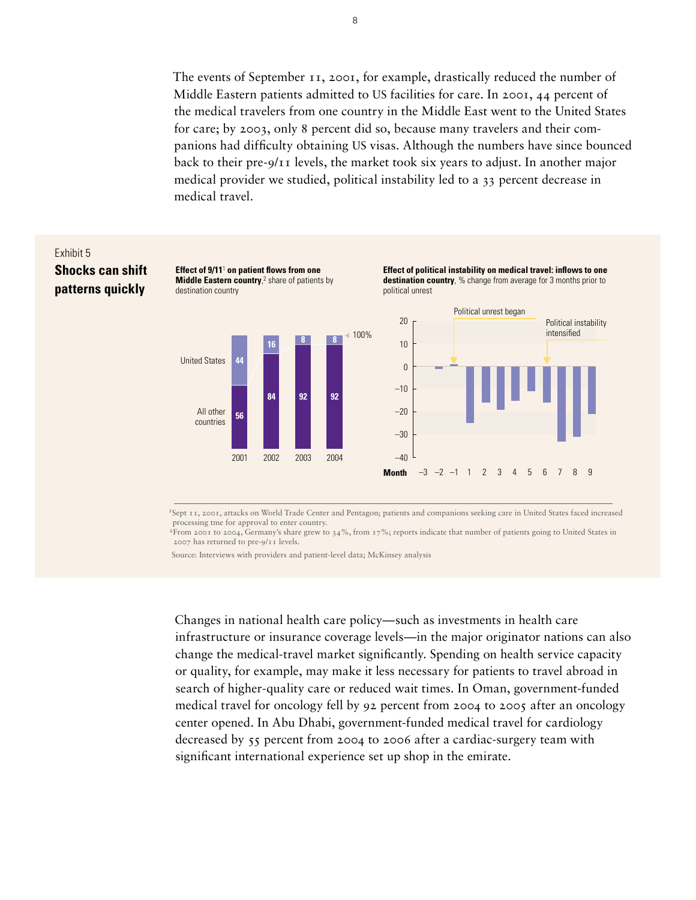The events of September 11, 2001, for example, drastically reduced the number of Middle Eastern patients admitted to US facilities for care. In 2001, 44 percent of the medical travelers from one country in the Middle East went to the United States for care; by 2003, only 8 percent did so, because many travelers and their companions had difficulty obtaining US visas. Although the numbers have since bounced back to their pre-9/11 levels, the market took six years to adjust. In another major medical provider we studied, political instability led to a 33 percent decrease in medical travel.

Exhibit 5

## Shocks can shift patterns quickly

**Effect of 9/11[1] on patient flows from one Middle Eastern country,[2]** share of patients by destination country

| | 2001 | 2002 | 2003 | 2004 |
|---|---|---|---|---|
| United States | 44 | 16 | 8 | 8 |
| All other countries | 56 | 84 | 92 | 92 |

100%

**Effect of political instability on medical travel: inflows to one destination country,** % change from average for 3 months prior to political unrest

Political unrest began (month 1); Political instability intensified (month 7)

Month: –3, –2, –1, 1, 2, 3, 4, 5, 6, 7, 8, 9

[1]Sept 11, 2001, attacks on World Trade Center and Pentagon; patients and companions seeking care in United States faced increased processing tme for approval to enter country.

[2]From 2001 to 2004, Germany's share grew to 34%, from 17%; reports indicate that number of patients going to United States in 2007 has returned to pre-9/11 levels.

Source: Interviews with providers and patient-level data; McKinsey analysis

Changes in national health care policy—such as investments in health care infrastructure or insurance coverage levels—in the major originator nations can also change the medical-travel market significantly. Spending on health service capacity or quality, for example, may make it less necessary for patients to travel abroad in search of higher-quality care or reduced wait times. In Oman, government-funded medical travel for oncology fell by 92 percent from 2004 to 2005 after an oncology center opened. In Abu Dhabi, government-funded medical travel for cardiology decreased by 55 percent from 2004 to 2006 after a cardiac-surgery team with significant international experience set up shop in the emirate.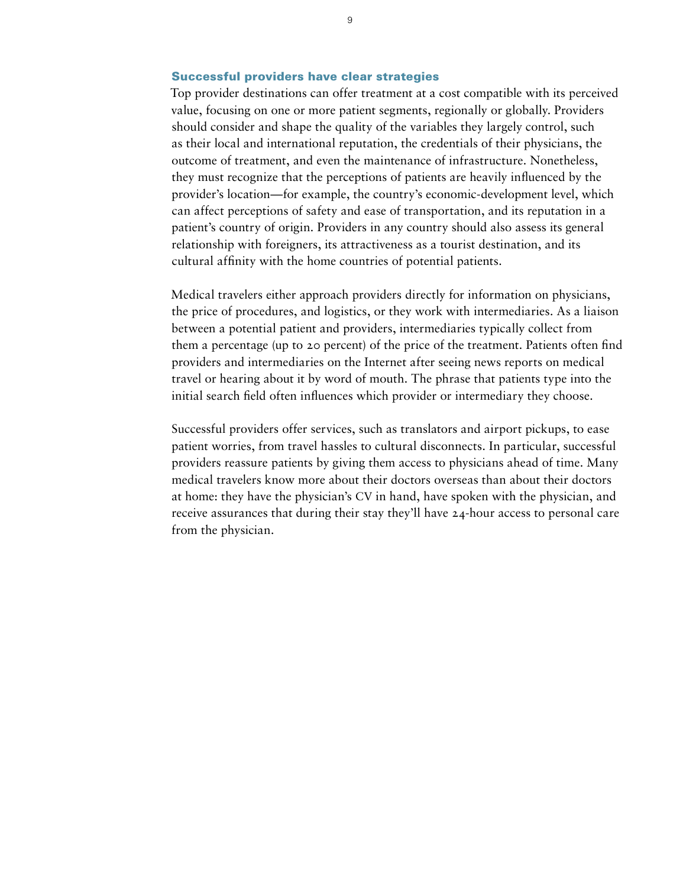## Successful providers have clear strategies

Top provider destinations can offer treatment at a cost compatible with its perceived value, focusing on one or more patient segments, regionally or globally. Providers should consider and shape the quality of the variables they largely control, such as their local and international reputation, the credentials of their physicians, the outcome of treatment, and even the maintenance of infrastructure. Nonetheless, they must recognize that the perceptions of patients are heavily influenced by the provider's location—for example, the country's economic-development level, which can affect perceptions of safety and ease of transportation, and its reputation in a patient's country of origin. Providers in any country should also assess its general relationship with foreigners, its attractiveness as a tourist destination, and its cultural affinity with the home countries of potential patients.

Medical travelers either approach providers directly for information on physicians, the price of procedures, and logistics, or they work with intermediaries. As a liaison between a potential patient and providers, intermediaries typically collect from them a percentage (up to 20 percent) of the price of the treatment. Patients often find providers and intermediaries on the Internet after seeing news reports on medical travel or hearing about it by word of mouth. The phrase that patients type into the initial search field often influences which provider or intermediary they choose.

Successful providers offer services, such as translators and airport pickups, to ease patient worries, from travel hassles to cultural disconnects. In particular, successful providers reassure patients by giving them access to physicians ahead of time. Many medical travelers know more about their doctors overseas than about their doctors at home: they have the physician's CV in hand, have spoken with the physician, and receive assurances that during their stay they'll have 24-hour access to personal care from the physician.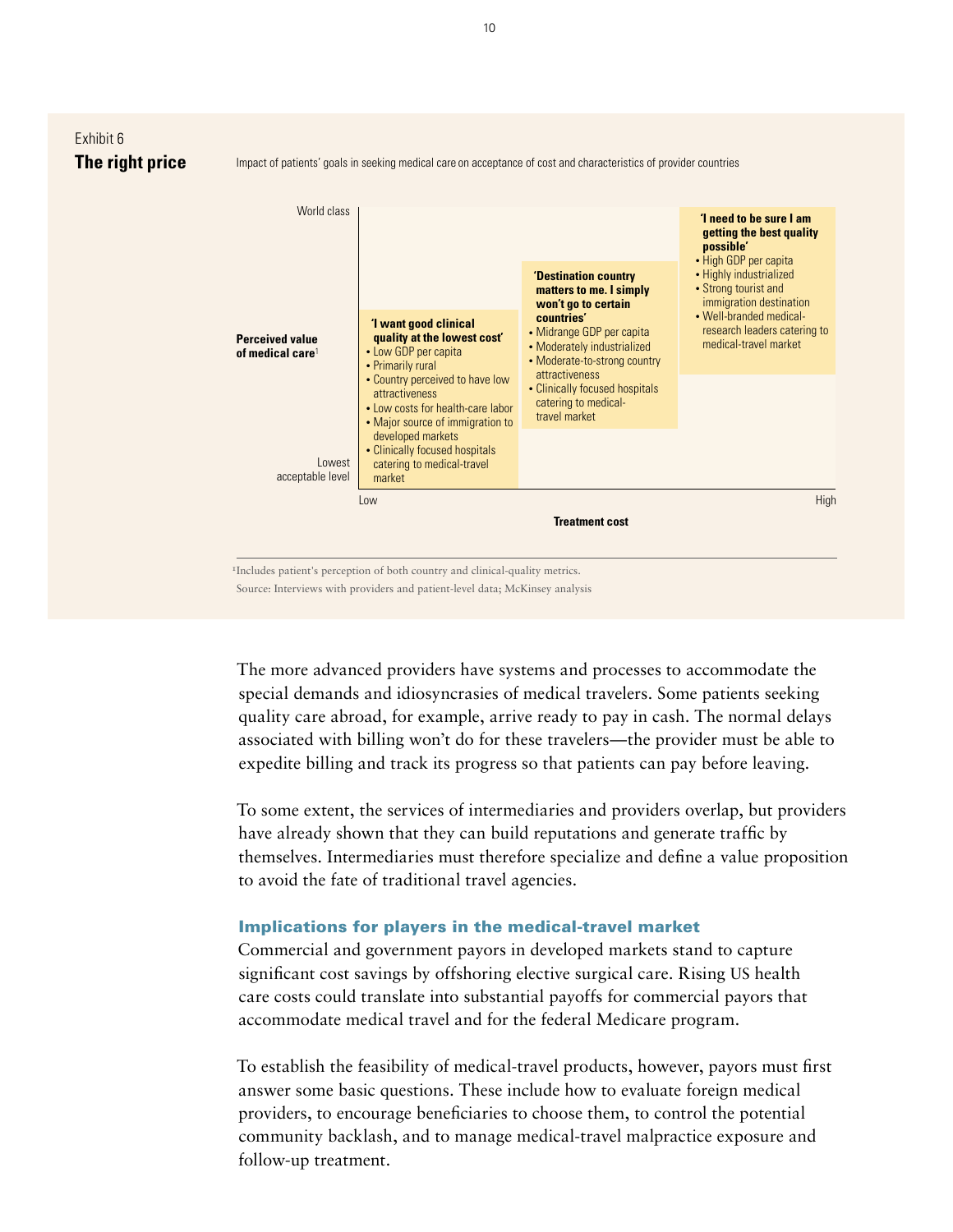Exhibit 6

**The right price**

Impact of patients' goals in seeking medical care on acceptance of cost and characteristics of provider countries

Perceived value of medical care[1] (y-axis: Lowest acceptable level → World class); Treatment cost (x-axis: Low → High)

**'I want good clinical quality at the lowest cost'**
- Low GDP per capita
- Primarily rural
- Country perceived to have low attractiveness
- Low costs for health-care labor
- Major source of immigration to developed markets
- Clinically focused hospitals catering to medical-travel market

**'Destination country matters to me. I simply won't go to certain countries'**
- Midrange GDP per capita
- Moderately industrialized
- Moderate-to-strong country attractiveness
- Clinically focused hospitals catering to medical-travel market

**'I need to be sure I am getting the best quality possible'**
- High GDP per capita
- Highly industrialized
- Strong tourist and immigration destination
- Well-branded medical-research leaders catering to medical-travel market

[1]Includes patient's perception of both country and clinical-quality metrics.

Source: Interviews with providers and patient-level data; McKinsey analysis

The more advanced providers have systems and processes to accommodate the special demands and idiosyncrasies of medical travelers. Some patients seeking quality care abroad, for example, arrive ready to pay in cash. The normal delays associated with billing won't do for these travelers—the provider must be able to expedite billing and track its progress so that patients can pay before leaving.

To some extent, the services of intermediaries and providers overlap, but providers have already shown that they can build reputations and generate traffic by themselves. Intermediaries must therefore specialize and define a value proposition to avoid the fate of traditional travel agencies.

### Implications for players in the medical-travel market

Commercial and government payors in developed markets stand to capture significant cost savings by offshoring elective surgical care. Rising US health care costs could translate into substantial payoffs for commercial payors that accommodate medical travel and for the federal Medicare program.

To establish the feasibility of medical-travel products, however, payors must first answer some basic questions. These include how to evaluate foreign medical providers, to encourage beneficiaries to choose them, to control the potential community backlash, and to manage medical-travel malpractice exposure and follow-up treatment.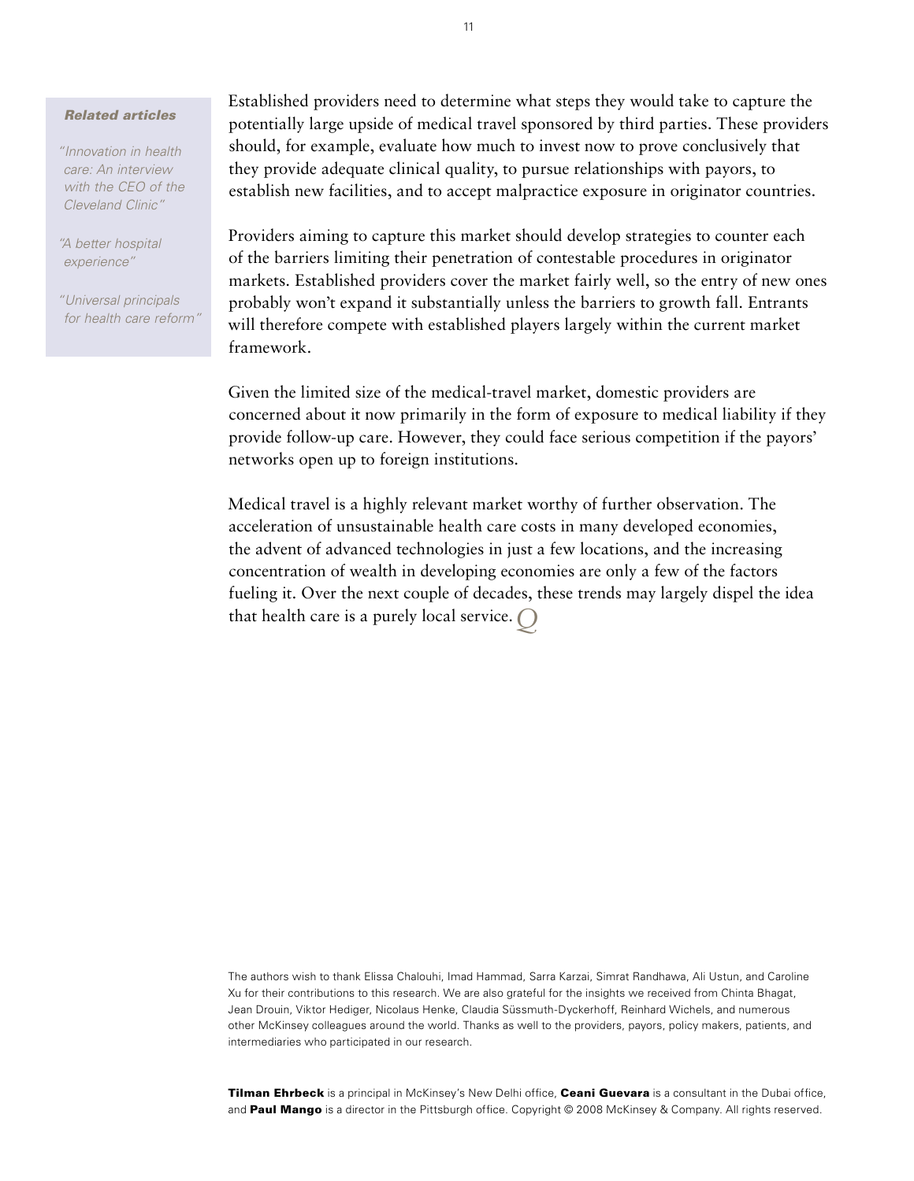**Related articles**

*"Innovation in health care: An interview with the CEO of the Cleveland Clinic"*

*"A better hospital experience"*

*"Universal principals for health care reform"*

Established providers need to determine what steps they would take to capture the potentially large upside of medical travel sponsored by third parties. These providers should, for example, evaluate how much to invest now to prove conclusively that they provide adequate clinical quality, to pursue relationships with payors, to establish new facilities, and to accept malpractice exposure in originator countries.

Providers aiming to capture this market should develop strategies to counter each of the barriers limiting their penetration of contestable procedures in originator markets. Established providers cover the market fairly well, so the entry of new ones probably won't expand it substantially unless the barriers to growth fall. Entrants will therefore compete with established players largely within the current market framework.

Given the limited size of the medical-travel market, domestic providers are concerned about it now primarily in the form of exposure to medical liability if they provide follow-up care. However, they could face serious competition if the payors' networks open up to foreign institutions.

Medical travel is a highly relevant market worthy of further observation. The acceleration of unsustainable health care costs in many developed economies, the advent of advanced technologies in just a few locations, and the increasing concentration of wealth in developing economies are only a few of the factors fueling it. Over the next couple of decades, these trends may largely dispel the idea that health care is a purely local service. *Q*

The authors wish to thank Elissa Chalouhi, Imad Hammad, Sarra Karzai, Simrat Randhawa, Ali Ustun, and Caroline Xu for their contributions to this research. We are also grateful for the insights we received from Chinta Bhagat, Jean Drouin, Viktor Hediger, Nicolaus Henke, Claudia Süssmuth-Dyckerhoff, Reinhard Wichels, and numerous other McKinsey colleagues around the world. Thanks as well to the providers, payors, policy makers, patients, and intermediaries who participated in our research.

**Tilman Ehrbeck** is a principal in McKinsey's New Delhi office, **Ceani Guevara** is a consultant in the Dubai office, and **Paul Mango** is a director in the Pittsburgh office. Copyright © 2008 McKinsey & Company. All rights reserved.